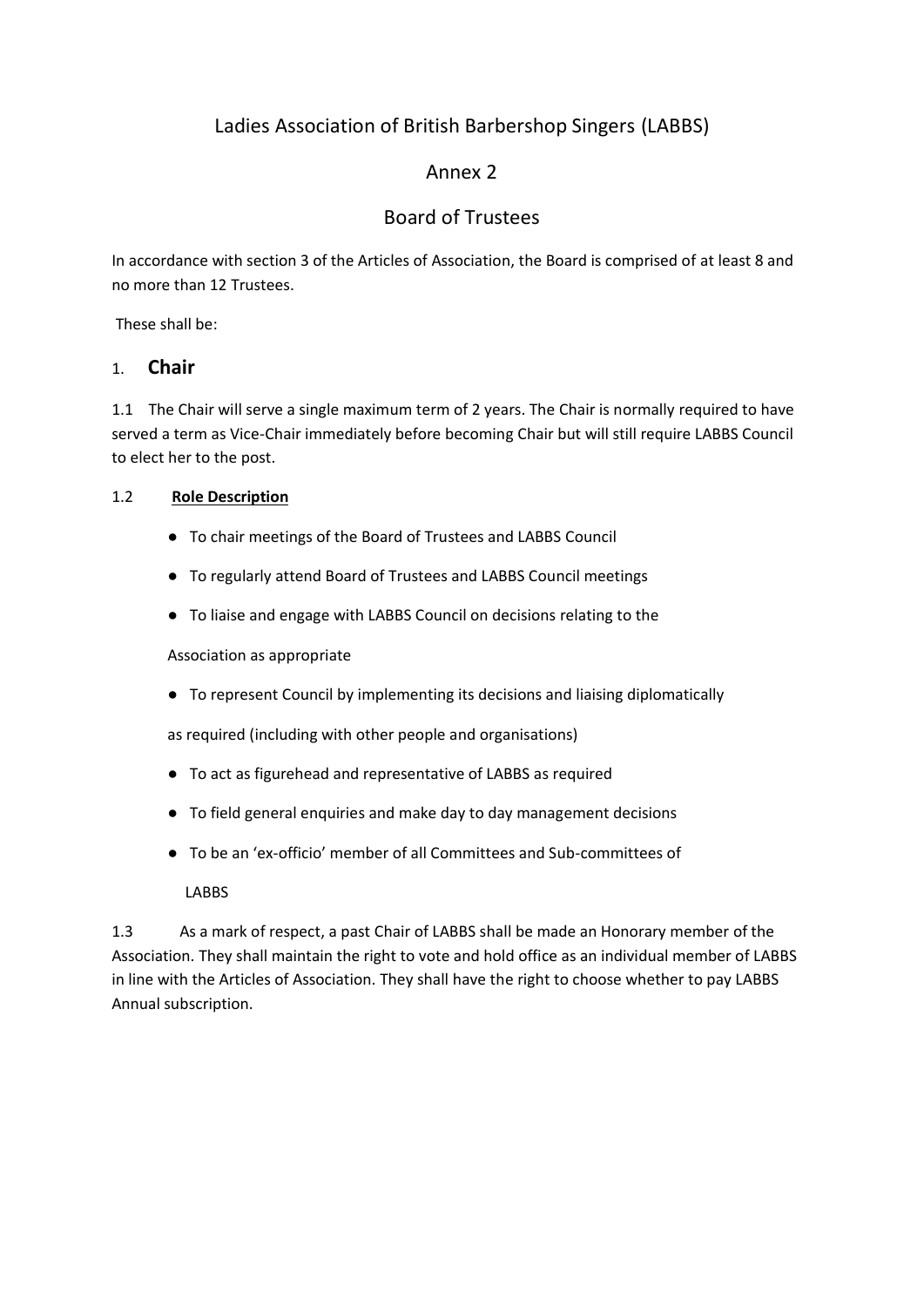# Ladies Association of British Barbershop Singers (LABBS)

## Annex 2

## Board of Trustees

In accordance with section 3 of the Articles of Association, the Board is comprised of at least 8 and no more than 12 Trustees.

These shall be:

### 1. **Chair**

1.1 The Chair will serve a single maximum term of 2 years. The Chair is normally required to have served a term as Vice-Chair immediately before becoming Chair but will still require LABBS Council to elect her to the post.

1.2 **Role Description**

- To chair meetings of the Board of Trustees and LABBS Council
- To regularly attend Board of Trustees and LABBS Council meetings
- To liaise and engage with LABBS Council on decisions relating to the Association as appropriate
- To represent Council by implementing its decisions and liaising diplomatically as required (including with other people and organisations)
- To act as figurehead and representative of LABBS as required
- To field general enquiries and make day to day management decisions
- To be an 'ex-officio' member of all Committees and Sub-committees of LABBS

1.3 As a mark of respect, a past Chair of LABBS shall be made an Honorary member of the Association. They shall maintain the right to vote and hold office as an individual member of LABBS in line with the Articles of Association. They shall have the right to choose whether to pay LABBS Annual subscription.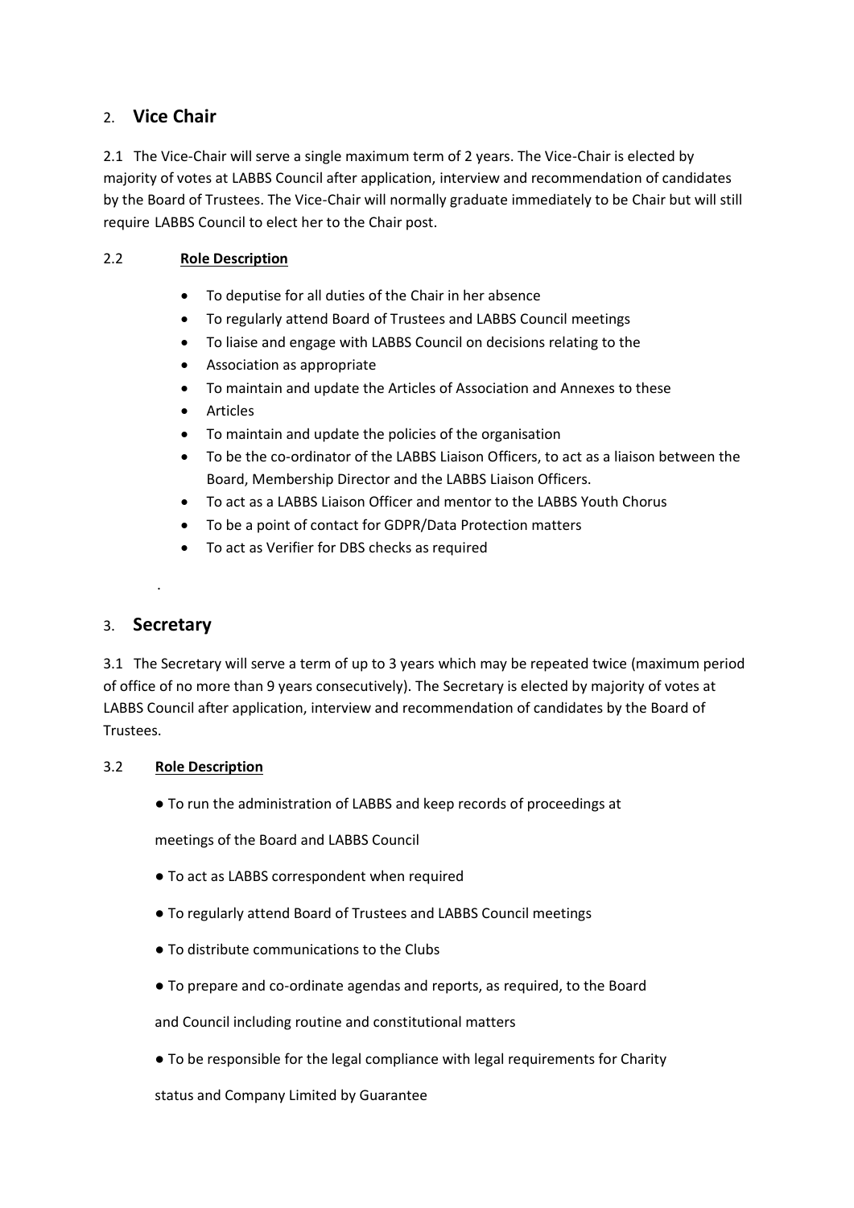## 2. Vice Chair

2.1 The Vice-Chair will serve a single maximum term of 2 years. The Vice-Chair is elected by majority of votes at LABBS Council after application, interview and recommendation of candidates by the Board of Trustees. The Vice-Chair will normally graduate immediately to be Chair but will still require LABBS Council to elect her to the Chair post.

2.2 **Role Description**

- To deputise for all duties of the Chair in her absence
- To regularly attend Board of Trustees and LABBS Council meetings
- To liaise and engage with LABBS Council on decisions relating to the
- Association as appropriate
- To maintain and update the Articles of Association and Annexes to these
- Articles
- To maintain and update the policies of the organisation
- To be the co-ordinator of the LABBS Liaison Officers, to act as a liaison between the Board, Membership Director and the LABBS Liaison Officers.
- To act as a LABBS Liaison Officer and mentor to the LABBS Youth Chorus
- To be a point of contact for GDPR/Data Protection matters
- To act as Verifier for DBS checks as required

.

## 3. Secretary

3.1 The Secretary will serve a term of up to 3 years which may be repeated twice (maximum period of office of no more than 9 years consecutively). The Secretary is elected by majority of votes at LABBS Council after application, interview and recommendation of candidates by the Board of Trustees.

3.2 **Role Description**

- To run the administration of LABBS and keep records of proceedings at meetings of the Board and LABBS Council
- To act as LABBS correspondent when required
- To regularly attend Board of Trustees and LABBS Council meetings
- To distribute communications to the Clubs
- To prepare and co-ordinate agendas and reports, as required, to the Board and Council including routine and constitutional matters
- To be responsible for the legal compliance with legal requirements for Charity status and Company Limited by Guarantee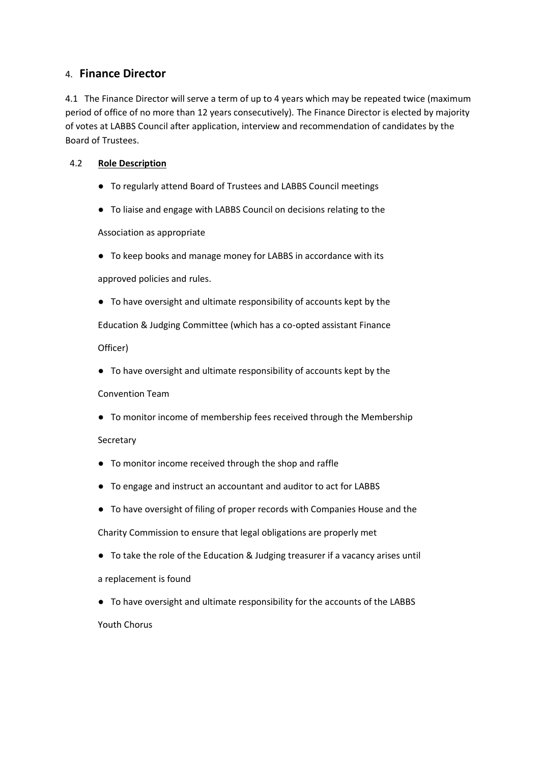## 4. Finance Director

4.1 The Finance Director will serve a term of up to 4 years which may be repeated twice (maximum period of office of no more than 12 years consecutively). The Finance Director is elected by majority of votes at LABBS Council after application, interview and recommendation of candidates by the Board of Trustees.

4.2 **Role Description**

- To regularly attend Board of Trustees and LABBS Council meetings
- To liaise and engage with LABBS Council on decisions relating to the Association as appropriate
- To keep books and manage money for LABBS in accordance with its approved policies and rules.
- To have oversight and ultimate responsibility of accounts kept by the Education & Judging Committee (which has a co-opted assistant Finance Officer)
- To have oversight and ultimate responsibility of accounts kept by the Convention Team
- To monitor income of membership fees received through the Membership Secretary
- To monitor income received through the shop and raffle
- To engage and instruct an accountant and auditor to act for LABBS
- To have oversight of filing of proper records with Companies House and the Charity Commission to ensure that legal obligations are properly met
- To take the role of the Education & Judging treasurer if a vacancy arises until a replacement is found
- To have oversight and ultimate responsibility for the accounts of the LABBS Youth Chorus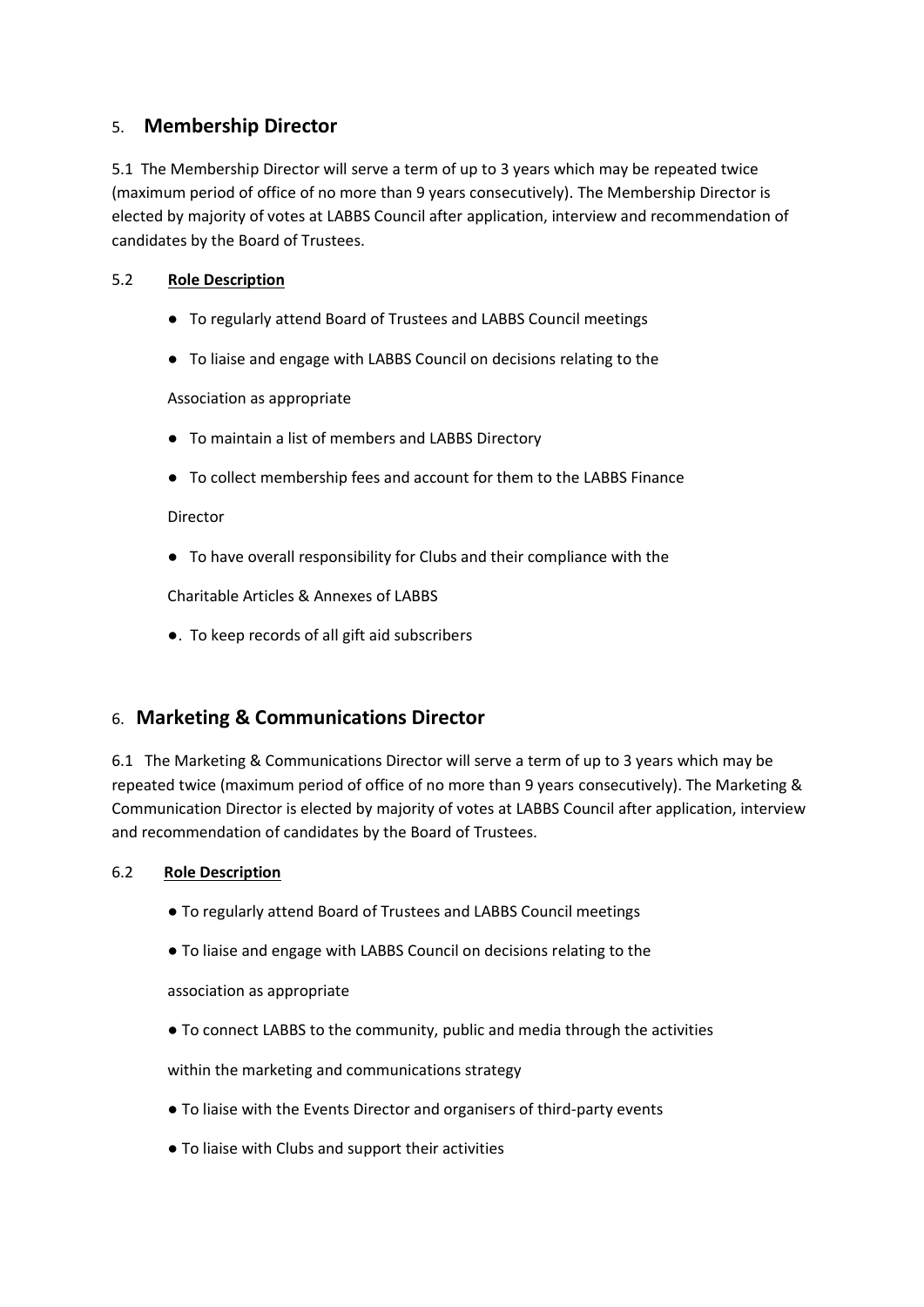## 5. Membership Director

5.1 The Membership Director will serve a term of up to 3 years which may be repeated twice (maximum period of office of no more than 9 years consecutively). The Membership Director is elected by majority of votes at LABBS Council after application, interview and recommendation of candidates by the Board of Trustees.

### 5.2 **Role Description**

- To regularly attend Board of Trustees and LABBS Council meetings
- To liaise and engage with LABBS Council on decisions relating to the Association as appropriate
- To maintain a list of members and LABBS Directory
- To collect membership fees and account for them to the LABBS Finance Director
- To have overall responsibility for Clubs and their compliance with the Charitable Articles & Annexes of LABBS
- . To keep records of all gift aid subscribers

## 6. Marketing & Communications Director

6.1 The Marketing & Communications Director will serve a term of up to 3 years which may be repeated twice (maximum period of office of no more than 9 years consecutively). The Marketing & Communication Director is elected by majority of votes at LABBS Council after application, interview and recommendation of candidates by the Board of Trustees.

### 6.2 **Role Description**

- To regularly attend Board of Trustees and LABBS Council meetings
- To liaise and engage with LABBS Council on decisions relating to the association as appropriate
- To connect LABBS to the community, public and media through the activities within the marketing and communications strategy
- To liaise with the Events Director and organisers of third-party events
- To liaise with Clubs and support their activities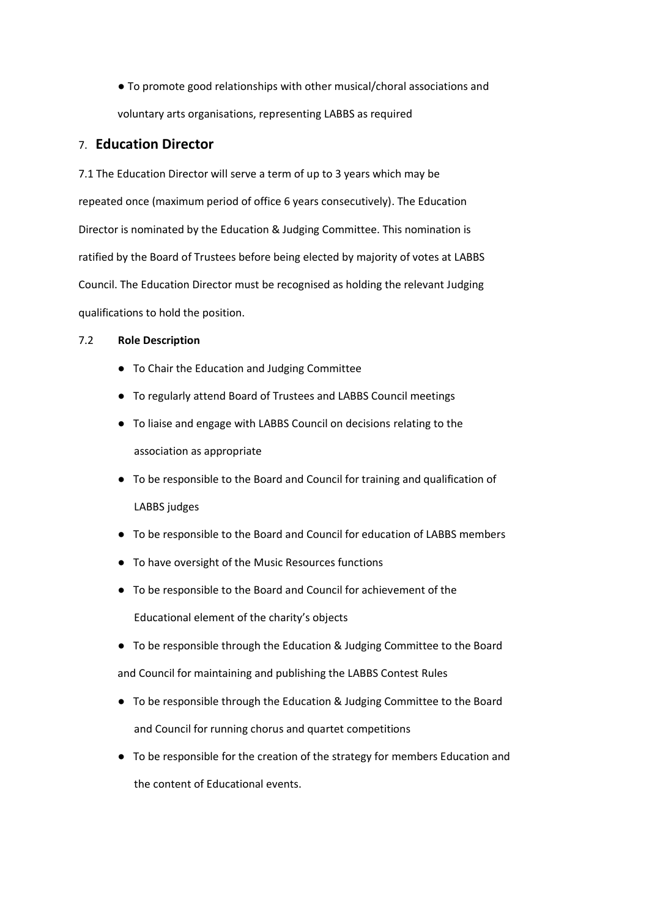- To promote good relationships with other musical/choral associations and voluntary arts organisations, representing LABBS as required

## 7. Education Director

7.1 The Education Director will serve a term of up to 3 years which may be repeated once (maximum period of office 6 years consecutively). The Education Director is nominated by the Education & Judging Committee. This nomination is ratified by the Board of Trustees before being elected by majority of votes at LABBS Council. The Education Director must be recognised as holding the relevant Judging qualifications to hold the position.

7.2 **Role Description**

- To Chair the Education and Judging Committee
- To regularly attend Board of Trustees and LABBS Council meetings
- To liaise and engage with LABBS Council on decisions relating to the association as appropriate
- To be responsible to the Board and Council for training and qualification of LABBS judges
- To be responsible to the Board and Council for education of LABBS members
- To have oversight of the Music Resources functions
- To be responsible to the Board and Council for achievement of the Educational element of the charity's objects
- To be responsible through the Education & Judging Committee to the Board and Council for maintaining and publishing the LABBS Contest Rules
- To be responsible through the Education & Judging Committee to the Board and Council for running chorus and quartet competitions
- To be responsible for the creation of the strategy for members Education and the content of Educational events.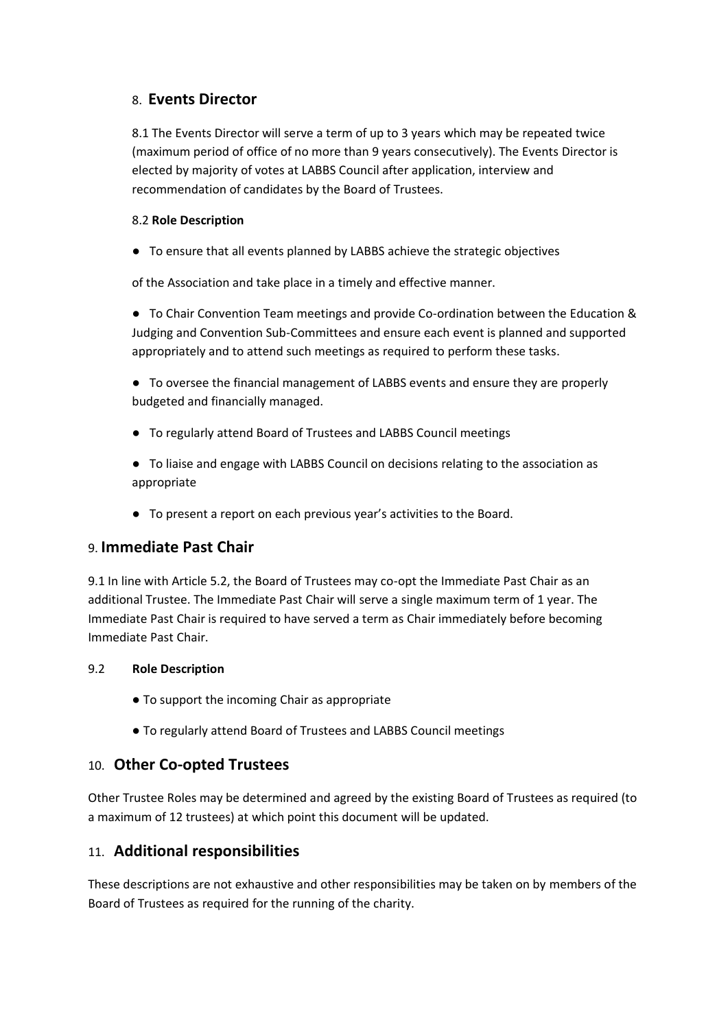## 8. Events Director

8.1 The Events Director will serve a term of up to 3 years which may be repeated twice (maximum period of office of no more than 9 years consecutively). The Events Director is elected by majority of votes at LABBS Council after application, interview and recommendation of candidates by the Board of Trustees.

8.2 **Role Description**

- To ensure that all events planned by LABBS achieve the strategic objectives

of the Association and take place in a timely and effective manner.

- To Chair Convention Team meetings and provide Co-ordination between the Education & Judging and Convention Sub-Committees and ensure each event is planned and supported appropriately and to attend such meetings as required to perform these tasks.
- To oversee the financial management of LABBS events and ensure they are properly budgeted and financially managed.
- To regularly attend Board of Trustees and LABBS Council meetings
- To liaise and engage with LABBS Council on decisions relating to the association as appropriate
- To present a report on each previous year's activities to the Board.

## 9. Immediate Past Chair

9.1 In line with Article 5.2, the Board of Trustees may co-opt the Immediate Past Chair as an additional Trustee. The Immediate Past Chair will serve a single maximum term of 1 year. The Immediate Past Chair is required to have served a term as Chair immediately before becoming Immediate Past Chair.

9.2 **Role Description**

- To support the incoming Chair as appropriate
- To regularly attend Board of Trustees and LABBS Council meetings

## 10. Other Co-opted Trustees

Other Trustee Roles may be determined and agreed by the existing Board of Trustees as required (to a maximum of 12 trustees) at which point this document will be updated.

## 11. Additional responsibilities

These descriptions are not exhaustive and other responsibilities may be taken on by members of the Board of Trustees as required for the running of the charity.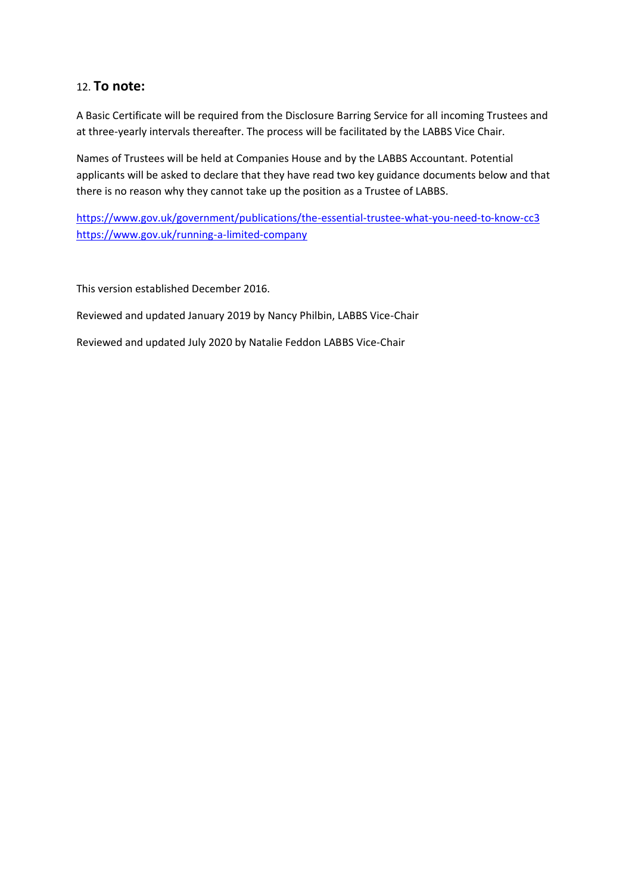## 12. **To note:**

A Basic Certificate will be required from the Disclosure Barring Service for all incoming Trustees and at three-yearly intervals thereafter. The process will be facilitated by the LABBS Vice Chair.

Names of Trustees will be held at Companies House and by the LABBS Accountant. Potential applicants will be asked to declare that they have read two key guidance documents below and that there is no reason why they cannot take up the position as a Trustee of LABBS.

https://www.gov.uk/government/publications/the-essential-trustee-what-you-need-to-know-cc3
https://www.gov.uk/running-a-limited-company

This version established December 2016.

Reviewed and updated January 2019 by Nancy Philbin, LABBS Vice-Chair

Reviewed and updated July 2020 by Natalie Feddon LABBS Vice-Chair